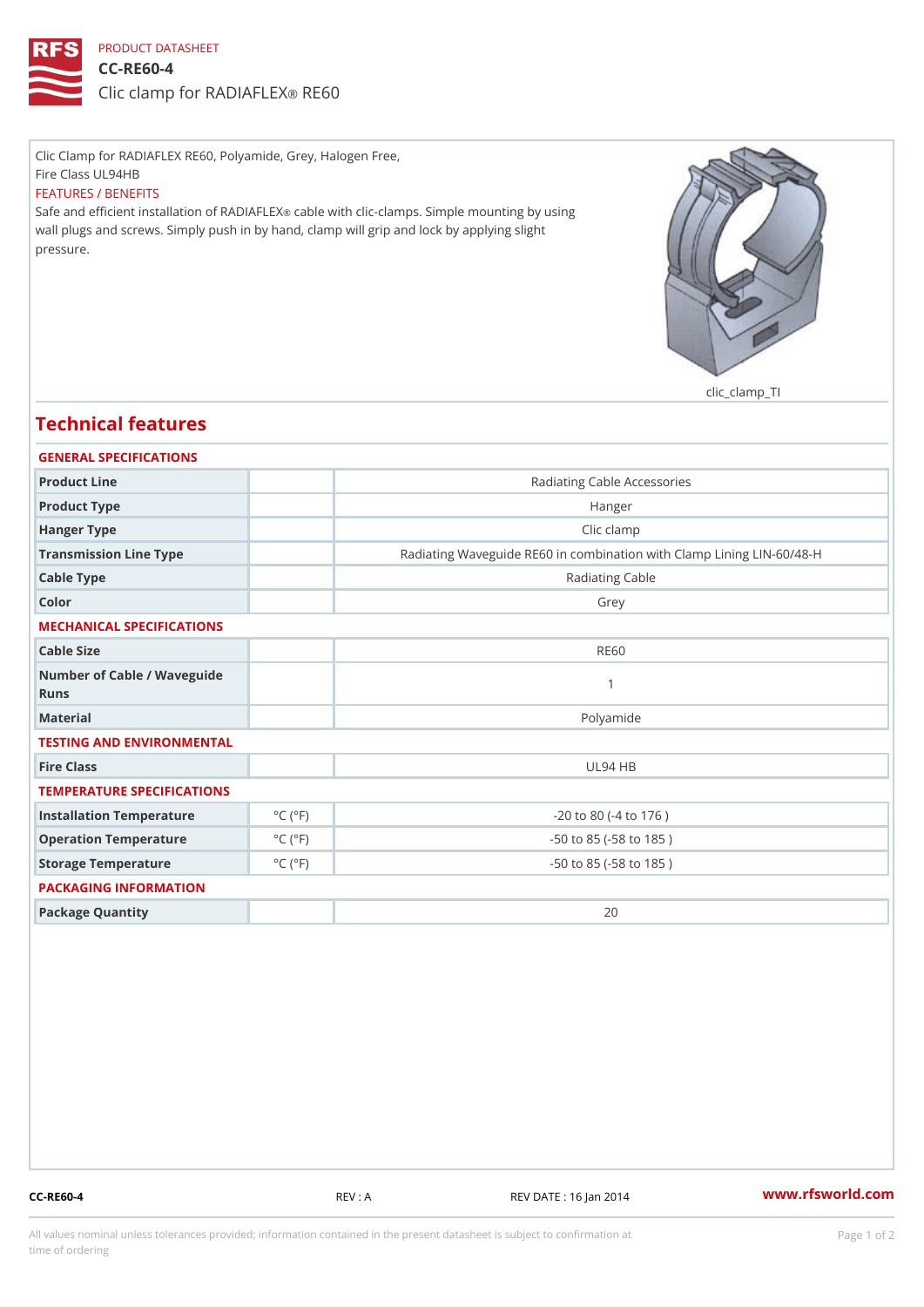PRODUCT DATASHEET

# CC-RE60-4

## Clic clamp for RADIAFLEX® RE60

Clic Clamp for RADIAFLEX RE60, Polyamide, Grey, Halogen Free, Fire Class UL94HB

FEATURES / BENEFITS

Safe and efficient installation of RADIAFLEX® cable with clic-clamps. Simple mounting by using wall plugs and screws. Simply push in by hand, clamp will grip and lock by applying slight pressure.

clic_clamp_TI

## Technical features

### GENERAL SPECIFICATIONS

| | | |
|---|---|---|
| Product Line | | Radiating Cable Accessories |
| Product Type | | Hanger |
| Hanger Type | | Clic clamp |
| Transmission Line Type | | Radiating Waveguide RE60 in combination with Clamp Lining LIN-60/48-H |
| Cable Type | | Radiating Cable |
| Color | | Grey |

### MECHANICAL SPECIFICATIONS

| | | |
|---|---|---|
| Cable Size | | RE60 |
| Number of Cable / Waveguide Runs | | 1 |
| Material | | Polyamide |

### TESTING AND ENVIRONMENTAL

| | | |
|---|---|---|
| Fire Class | | UL94 HB |

### TEMPERATURE SPECIFICATIONS

| | | |
|---|---|---|
| Installation Temperature | °C (°F) | -20 to 80 (-4 to 176 ) |
| Operation Temperature | °C (°F) | -50 to 85 (-58 to 185 ) |
| Storage Temperature | °C (°F) | -50 to 85 (-58 to 185 ) |

### PACKAGING INFORMATION

| | | |
|---|---|---|
| Package Quantity | | 20 |

CC-RE60-4 REV : A REV DATE : 16 Jan 2014 www.rfsworld.com

All values nominal unless tolerances provided; information contained in the present datasheet is subject to confirmation at time of ordering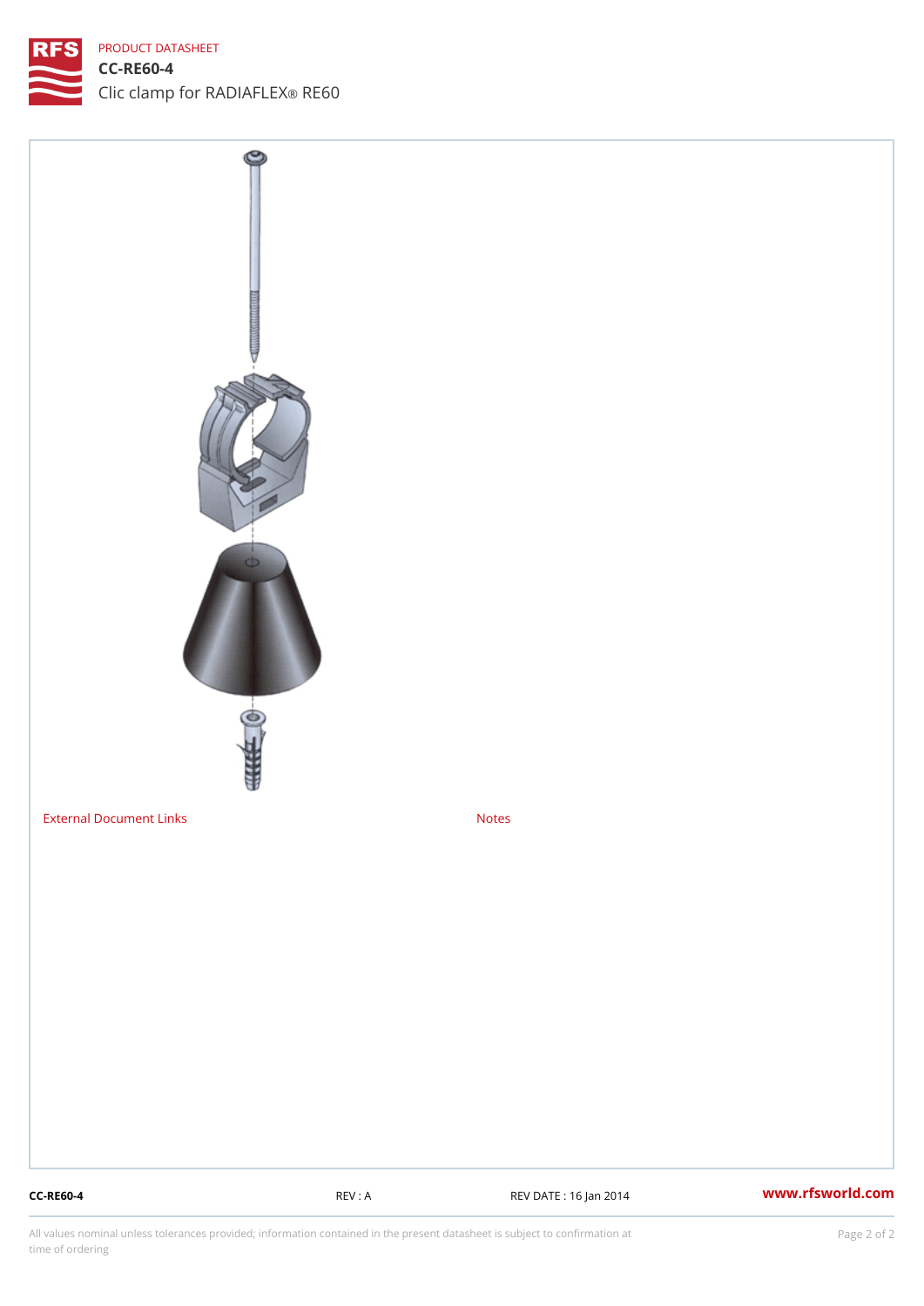PRODUCT DATASHEET

# CC-RE60-4

Clic clamp for RADIAFLEX® RE60

External Document Links

Notes

CC-RE60-4 REV : A REV DATE : 16 Jan 2014 www.rfsworld.com

All values nominal unless tolerances provided; information contained in the present datasheet is subject to confirmation at time of ordering